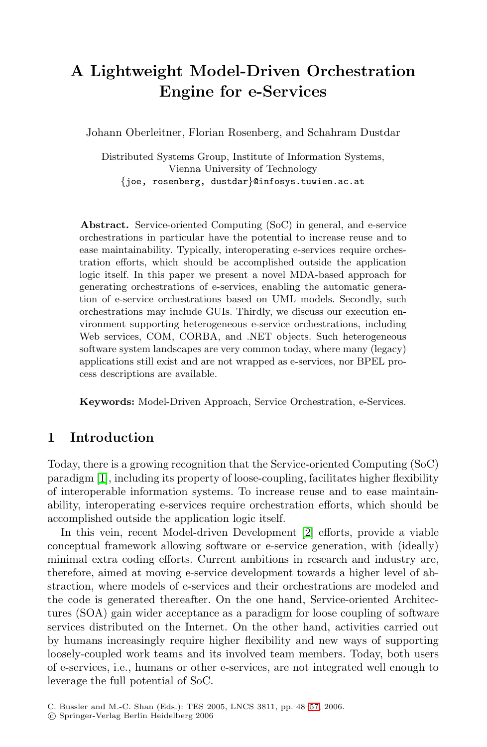# A Lightweight Model-Driven Orchestration Engine for e-Services

Johann Oberleitner, Florian Rosenberg, and Schahram Dustdar

Distributed Systems Group, Institute of Information Systems,
Vienna University of Technology
{joe, rosenberg, dustdar}@infosys.tuwien.ac.at

**Abstract.** Service-oriented Computing (SoC) in general, and e-service orchestrations in particular have the potential to increase reuse and to ease maintainability. Typically, interoperating e-services require orchestration efforts, which should be accomplished outside the application logic itself. In this paper we present a novel MDA-based approach for generating orchestrations of e-services, enabling the automatic generation of e-service orchestrations based on UML models. Secondly, such orchestrations may include GUIs. Thirdly, we discuss our execution environment supporting heterogeneous e-service orchestrations, including Web services, COM, CORBA, and .NET objects. Such heterogeneous software system landscapes are very common today, where many (legacy) applications still exist and are not wrapped as e-services, nor BPEL process descriptions are available.

**Keywords:** Model-Driven Approach, Service Orchestration, e-Services.

## 1 Introduction

Today, there is a growing recognition that the Service-oriented Computing (SoC) paradigm [1], including its property of loose-coupling, facilitates higher flexibility of interoperable information systems. To increase reuse and to ease maintainability, interoperating e-services require orchestration efforts, which should be accomplished outside the application logic itself.

In this vein, recent Model-driven Development [2] efforts, provide a viable conceptual framework allowing software or e-service generation, with (ideally) minimal extra coding efforts. Current ambitions in research and industry are, therefore, aimed at moving e-service development towards a higher level of abstraction, where models of e-services and their orchestrations are modeled and the code is generated thereafter. On the one hand, Service-oriented Architectures (SOA) gain wider acceptance as a paradigm for loose coupling of software services distributed on the Internet. On the other hand, activities carried out by humans increasingly require higher flexibility and new ways of supporting loosely-coupled work teams and its involved team members. Today, both users of e-services, i.e., humans or other e-services, are not integrated well enough to leverage the full potential of SoC.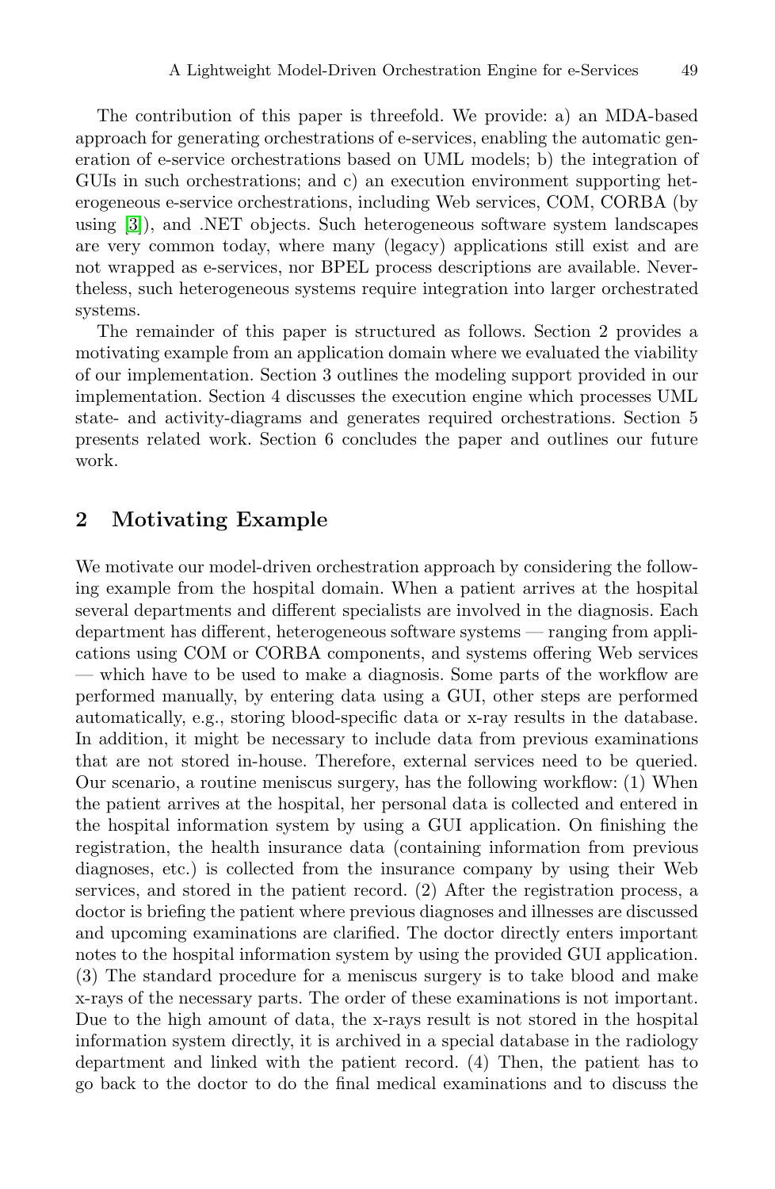The contribution of this paper is threefold. We provide: a) an MDA-based approach for generating orchestrations of e-services, enabling the automatic generation of e-service orchestrations based on UML models; b) the integration of GUIs in such orchestrations; and c) an execution environment supporting heterogeneous e-service orchestrations, including Web services, COM, CORBA (by using [3]), and .NET objects. Such heterogeneous software system landscapes are very common today, where many (legacy) applications still exist and are not wrapped as e-services, nor BPEL process descriptions are available. Nevertheless, such heterogeneous systems require integration into larger orchestrated systems.

The remainder of this paper is structured as follows. Section 2 provides a motivating example from an application domain where we evaluated the viability of our implementation. Section 3 outlines the modeling support provided in our implementation. Section 4 discusses the execution engine which processes UML state- and activity-diagrams and generates required orchestrations. Section 5 presents related work. Section 6 concludes the paper and outlines our future work.

## 2 Motivating Example

We motivate our model-driven orchestration approach by considering the following example from the hospital domain. When a patient arrives at the hospital several departments and different specialists are involved in the diagnosis. Each department has different, heterogeneous software systems — ranging from applications using COM or CORBA components, and systems offering Web services — which have to be used to make a diagnosis. Some parts of the workflow are performed manually, by entering data using a GUI, other steps are performed automatically, e.g., storing blood-specific data or x-ray results in the database. In addition, it might be necessary to include data from previous examinations that are not stored in-house. Therefore, external services need to be queried. Our scenario, a routine meniscus surgery, has the following workflow: (1) When the patient arrives at the hospital, her personal data is collected and entered in the hospital information system by using a GUI application. On finishing the registration, the health insurance data (containing information from previous diagnoses, etc.) is collected from the insurance company by using their Web services, and stored in the patient record. (2) After the registration process, a doctor is briefing the patient where previous diagnoses and illnesses are discussed and upcoming examinations are clarified. The doctor directly enters important notes to the hospital information system by using the provided GUI application. (3) The standard procedure for a meniscus surgery is to take blood and make x-rays of the necessary parts. The order of these examinations is not important. Due to the high amount of data, the x-rays result is not stored in the hospital information system directly, it is archived in a special database in the radiology department and linked with the patient record. (4) Then, the patient has to go back to the doctor to do the final medical examinations and to discuss the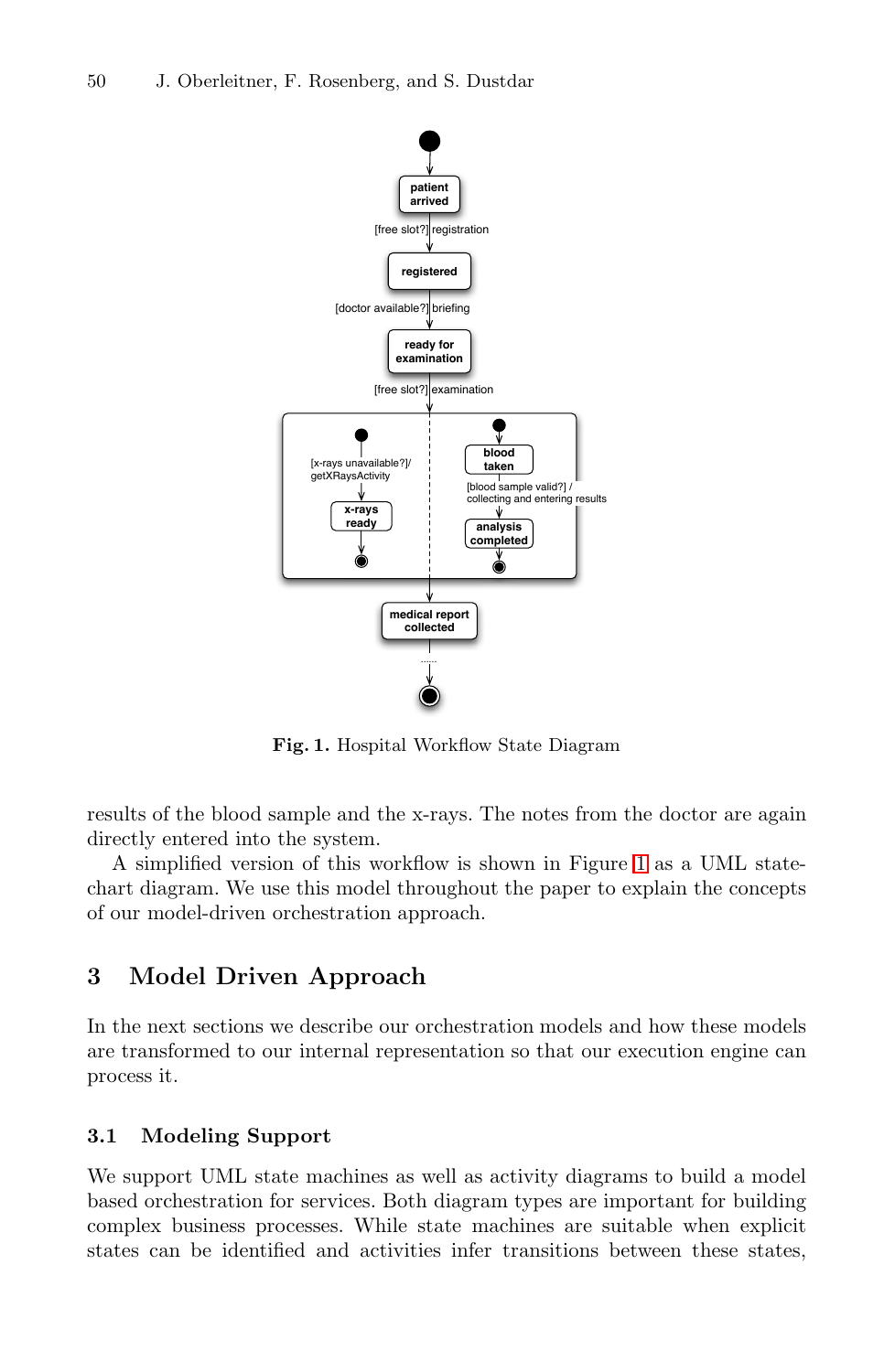**Fig. 1.** Hospital Workflow State Diagram

results of the blood sample and the x-rays. The notes from the doctor are again directly entered into the system.

A simplified version of this workflow is shown in Figure 1 as a UML statechart diagram. We use this model throughout the paper to explain the concepts of our model-driven orchestration approach.

## 3 Model Driven Approach

In the next sections we describe our orchestration models and how these models are transformed to our internal representation so that our execution engine can process it.

### 3.1 Modeling Support

We support UML state machines as well as activity diagrams to build a model based orchestration for services. Both diagram types are important for building complex business processes. While state machines are suitable when explicit states can be identified and activities infer transitions between these states,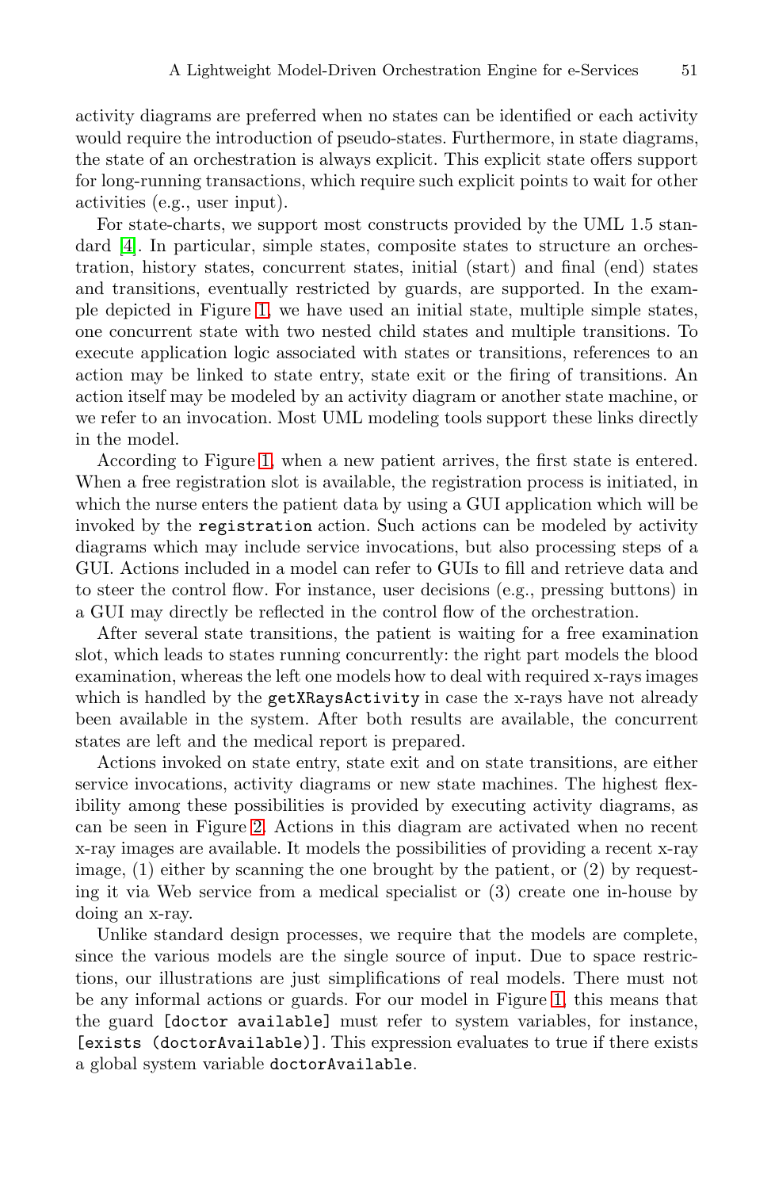activity diagrams are preferred when no states can be identified or each activity would require the introduction of pseudo-states. Furthermore, in state diagrams, the state of an orchestration is always explicit. This explicit state offers support for long-running transactions, which require such explicit points to wait for other activities (e.g., user input).

For state-charts, we support most constructs provided by the UML 1.5 standard [4]. In particular, simple states, composite states to structure an orchestration, history states, concurrent states, initial (start) and final (end) states and transitions, eventually restricted by guards, are supported. In the example depicted in Figure 1, we have used an initial state, multiple simple states, one concurrent state with two nested child states and multiple transitions. To execute application logic associated with states or transitions, references to an action may be linked to state entry, state exit or the firing of transitions. An action itself may be modeled by an activity diagram or another state machine, or we refer to an invocation. Most UML modeling tools support these links directly in the model.

According to Figure 1, when a new patient arrives, the first state is entered. When a free registration slot is available, the registration process is initiated, in which the nurse enters the patient data by using a GUI application which will be invoked by the `registration` action. Such actions can be modeled by activity diagrams which may include service invocations, but also processing steps of a GUI. Actions included in a model can refer to GUIs to fill and retrieve data and to steer the control flow. For instance, user decisions (e.g., pressing buttons) in a GUI may directly be reflected in the control flow of the orchestration.

After several state transitions, the patient is waiting for a free examination slot, which leads to states running concurrently: the right part models the blood examination, whereas the left one models how to deal with required x-rays images which is handled by the `getXRaysActivity` in case the x-rays have not already been available in the system. After both results are available, the concurrent states are left and the medical report is prepared.

Actions invoked on state entry, state exit and on state transitions, are either service invocations, activity diagrams or new state machines. The highest flexibility among these possibilities is provided by executing activity diagrams, as can be seen in Figure 2. Actions in this diagram are activated when no recent x-ray images are available. It models the possibilities of providing a recent x-ray image, (1) either by scanning the one brought by the patient, or (2) by requesting it via Web service from a medical specialist or (3) create one in-house by doing an x-ray.

Unlike standard design processes, we require that the models are complete, since the various models are the single source of input. Due to space restrictions, our illustrations are just simplifications of real models. There must not be any informal actions or guards. For our model in Figure 1, this means that the guard `[doctor available]` must refer to system variables, for instance, `[exists (doctorAvailable)]`. This expression evaluates to true if there exists a global system variable `doctorAvailable`.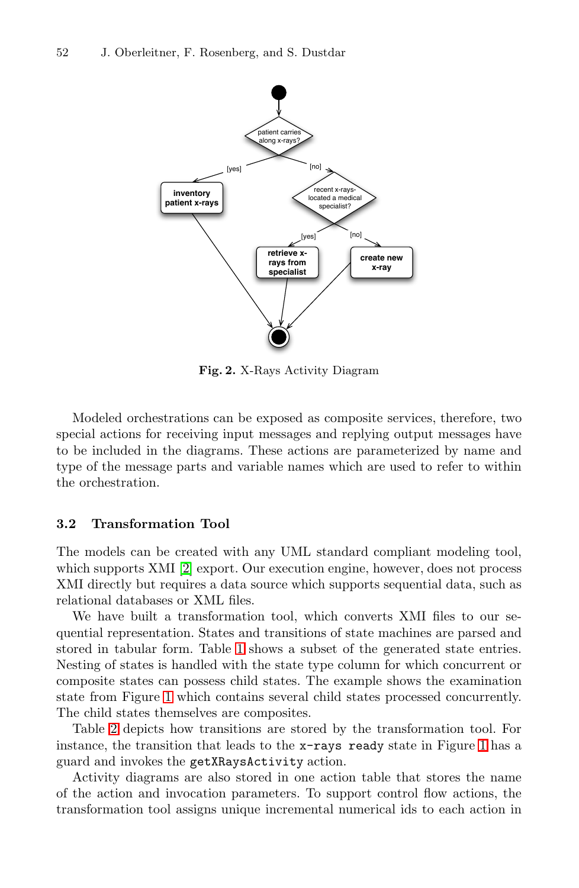Fig. 2. X-Rays Activity Diagram

Modeled orchestrations can be exposed as composite services, therefore, two special actions for receiving input messages and replying output messages have to be included in the diagrams. These actions are parameterized by name and type of the message parts and variable names which are used to refer to within the orchestration.

### 3.2 Transformation Tool

The models can be created with any UML standard compliant modeling tool, which supports XMI [2] export. Our execution engine, however, does not process XMI directly but requires a data source which supports sequential data, such as relational databases or XML files.

We have built a transformation tool, which converts XMI files to our sequential representation. States and transitions of state machines are parsed and stored in tabular form. Table 1 shows a subset of the generated state entries. Nesting of states is handled with the state type column for which concurrent or composite states can possess child states. The example shows the examination state from Figure 1 which contains several child states processed concurrently. The child states themselves are composites.

Table 2 depicts how transitions are stored by the transformation tool. For instance, the transition that leads to the `x-rays ready` state in Figure 1 has a guard and invokes the `getXRaysActivity` action.

Activity diagrams are also stored in one action table that stores the name of the action and invocation parameters. To support control flow actions, the transformation tool assigns unique incremental numerical ids to each action in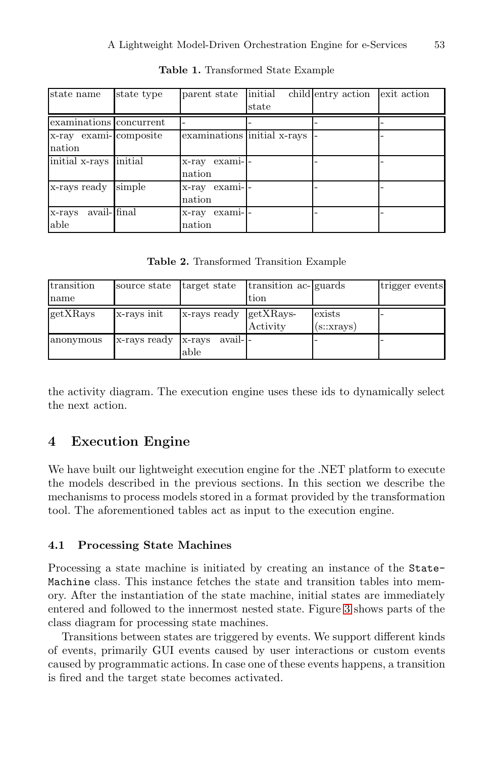**Table 1.** Transformed State Example

| state name | state type | parent state | initial child state | entry action | exit action |
|---|---|---|---|---|---|
| examinations | concurrent | - | - | - | - |
| x-ray examination | composite | examinations | initial x-rays | - | - |
| initial x-rays | initial | x-ray examination | - | - | - |
| x-rays ready | simple | x-ray examination | - | - | - |
| x-rays available | final | x-ray examination | - | - | - |

**Table 2.** Transformed Transition Example

| transition name | source state | target state | transition action | guards | trigger events |
|---|---|---|---|---|---|
| getXRays | x-rays init | x-rays ready | getXRays-Activity | exists (s::xrays) | - |
| anonymous | x-rays ready | x-rays available | - | - | - |

the activity diagram. The execution engine uses these ids to dynamically select the next action.

## 4 Execution Engine

We have built our lightweight execution engine for the .NET platform to execute the models described in the previous sections. In this section we describe the mechanisms to process models stored in a format provided by the transformation tool. The aforementioned tables act as input to the execution engine.

### 4.1 Processing State Machines

Processing a state machine is initiated by creating an instance of the `StateMachine` class. This instance fetches the state and transition tables into memory. After the instantiation of the state machine, initial states are immediately entered and followed to the innermost nested state. Figure 3 shows parts of the class diagram for processing state machines.

Transitions between states are triggered by events. We support different kinds of events, primarily GUI events caused by user interactions or custom events caused by programmatic actions. In case one of these events happens, a transition is fired and the target state becomes activated.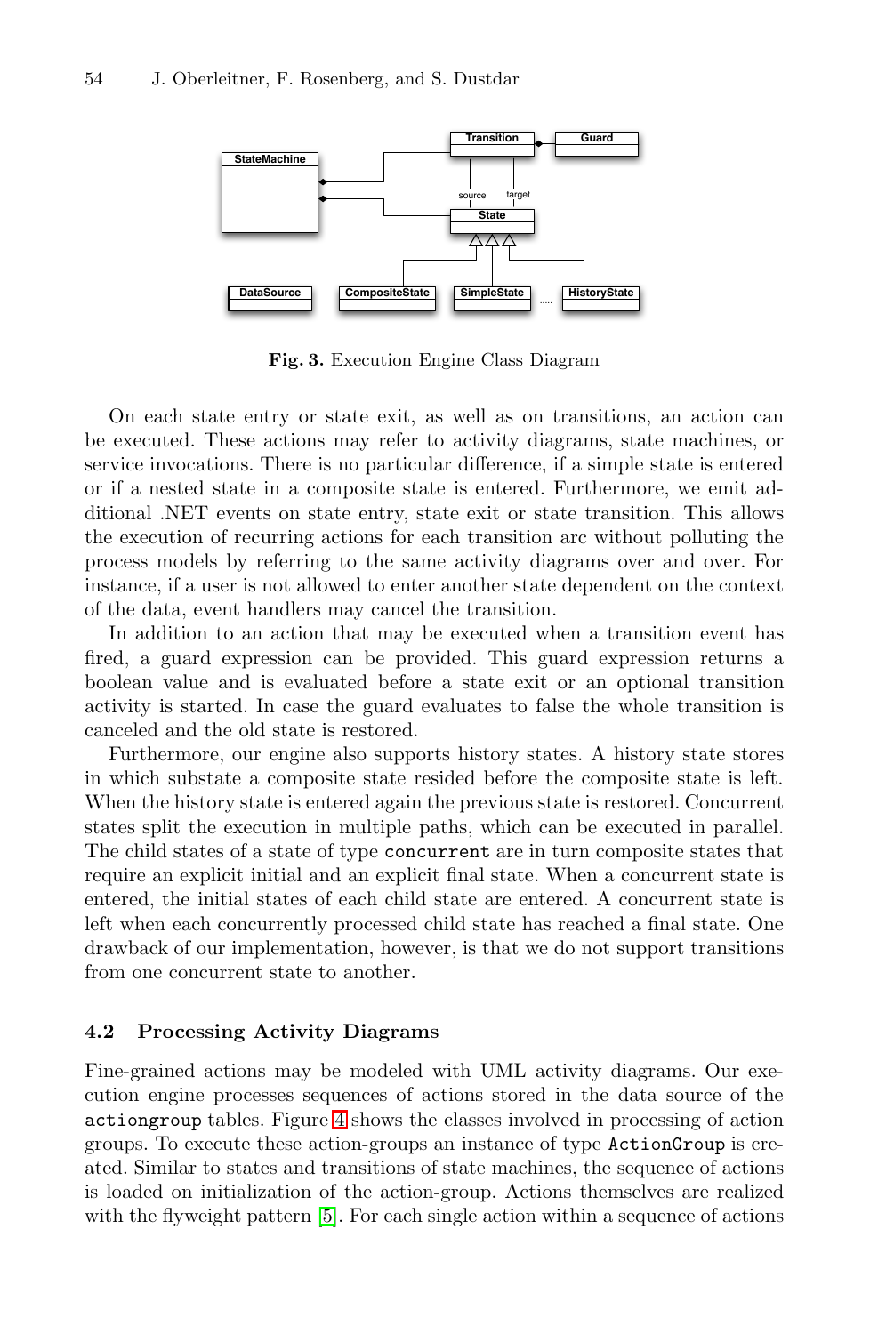StateMachine

Transition

Guard

source

target

State

DataSource

CompositeState

SimpleState

.....

HistoryState

**Fig. 3.** Execution Engine Class Diagram

On each state entry or state exit, as well as on transitions, an action can be executed. These actions may refer to activity diagrams, state machines, or service invocations. There is no particular difference, if a simple state is entered or if a nested state in a composite state is entered. Furthermore, we emit additional .NET events on state entry, state exit or state transition. This allows the execution of recurring actions for each transition arc without polluting the process models by referring to the same activity diagrams over and over. For instance, if a user is not allowed to enter another state dependent on the context of the data, event handlers may cancel the transition.

In addition to an action that may be executed when a transition event has fired, a guard expression can be provided. This guard expression returns a boolean value and is evaluated before a state exit or an optional transition activity is started. In case the guard evaluates to false the whole transition is canceled and the old state is restored.

Furthermore, our engine also supports history states. A history state stores in which substate a composite state resided before the composite state is left. When the history state is entered again the previous state is restored. Concurrent states split the execution in multiple paths, which can be executed in parallel. The child states of a state of type `concurrent` are in turn composite states that require an explicit initial and an explicit final state. When a concurrent state is entered, the initial states of each child state are entered. A concurrent state is left when each concurrently processed child state has reached a final state. One drawback of our implementation, however, is that we do not support transitions from one concurrent state to another.

### 4.2 Processing Activity Diagrams

Fine-grained actions may be modeled with UML activity diagrams. Our execution engine processes sequences of actions stored in the data source of the `actiongroup` tables. Figure 4 shows the classes involved in processing of action groups. To execute these action-groups an instance of type `ActionGroup` is created. Similar to states and transitions of state machines, the sequence of actions is loaded on initialization of the action-group. Actions themselves are realized with the flyweight pattern [5]. For each single action within a sequence of actions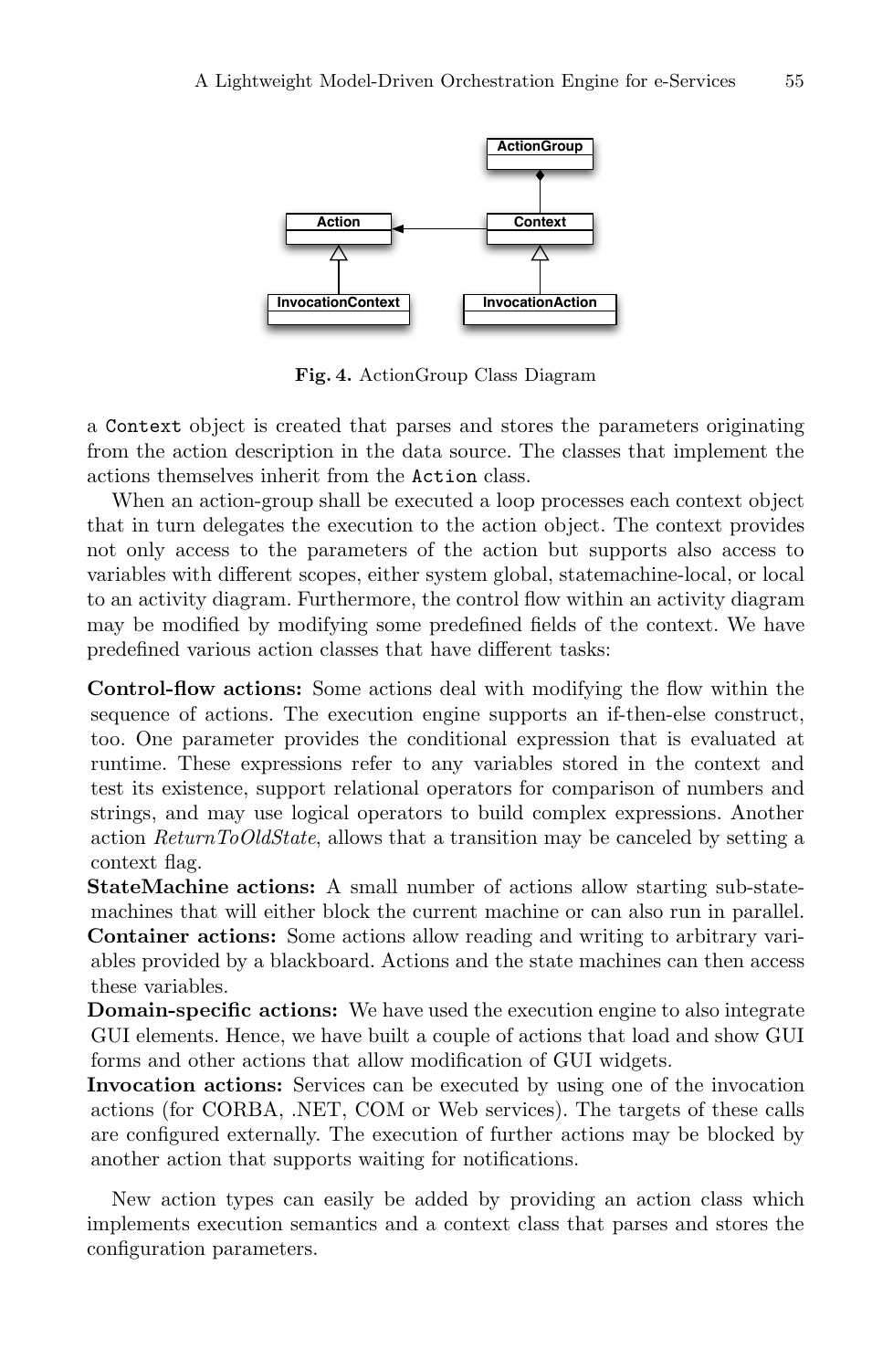**Fig. 4.** ActionGroup Class Diagram

a `Context` object is created that parses and stores the parameters originating from the action description in the data source. The classes that implement the actions themselves inherit from the `Action` class.

When an action-group shall be executed a loop processes each context object that in turn delegates the execution to the action object. The context provides not only access to the parameters of the action but supports also access to variables with different scopes, either system global, statemachine-local, or local to an activity diagram. Furthermore, the control flow within an activity diagram may be modified by modifying some predefined fields of the context. We have predefined various action classes that have different tasks:

**Control-flow actions:** Some actions deal with modifying the flow within the sequence of actions. The execution engine supports an if-then-else construct, too. One parameter provides the conditional expression that is evaluated at runtime. These expressions refer to any variables stored in the context and test its existence, support relational operators for comparison of numbers and strings, and may use logical operators to build complex expressions. Another action *ReturnToOldState*, allows that a transition may be canceled by setting a context flag.

**StateMachine actions:** A small number of actions allow starting sub-statemachines that will either block the current machine or can also run in parallel.

**Container actions:** Some actions allow reading and writing to arbitrary variables provided by a blackboard. Actions and the state machines can then access these variables.

**Domain-specific actions:** We have used the execution engine to also integrate GUI elements. Hence, we have built a couple of actions that load and show GUI forms and other actions that allow modification of GUI widgets.

**Invocation actions:** Services can be executed by using one of the invocation actions (for CORBA, .NET, COM or Web services). The targets of these calls are configured externally. The execution of further actions may be blocked by another action that supports waiting for notifications.

New action types can easily be added by providing an action class which implements execution semantics and a context class that parses and stores the configuration parameters.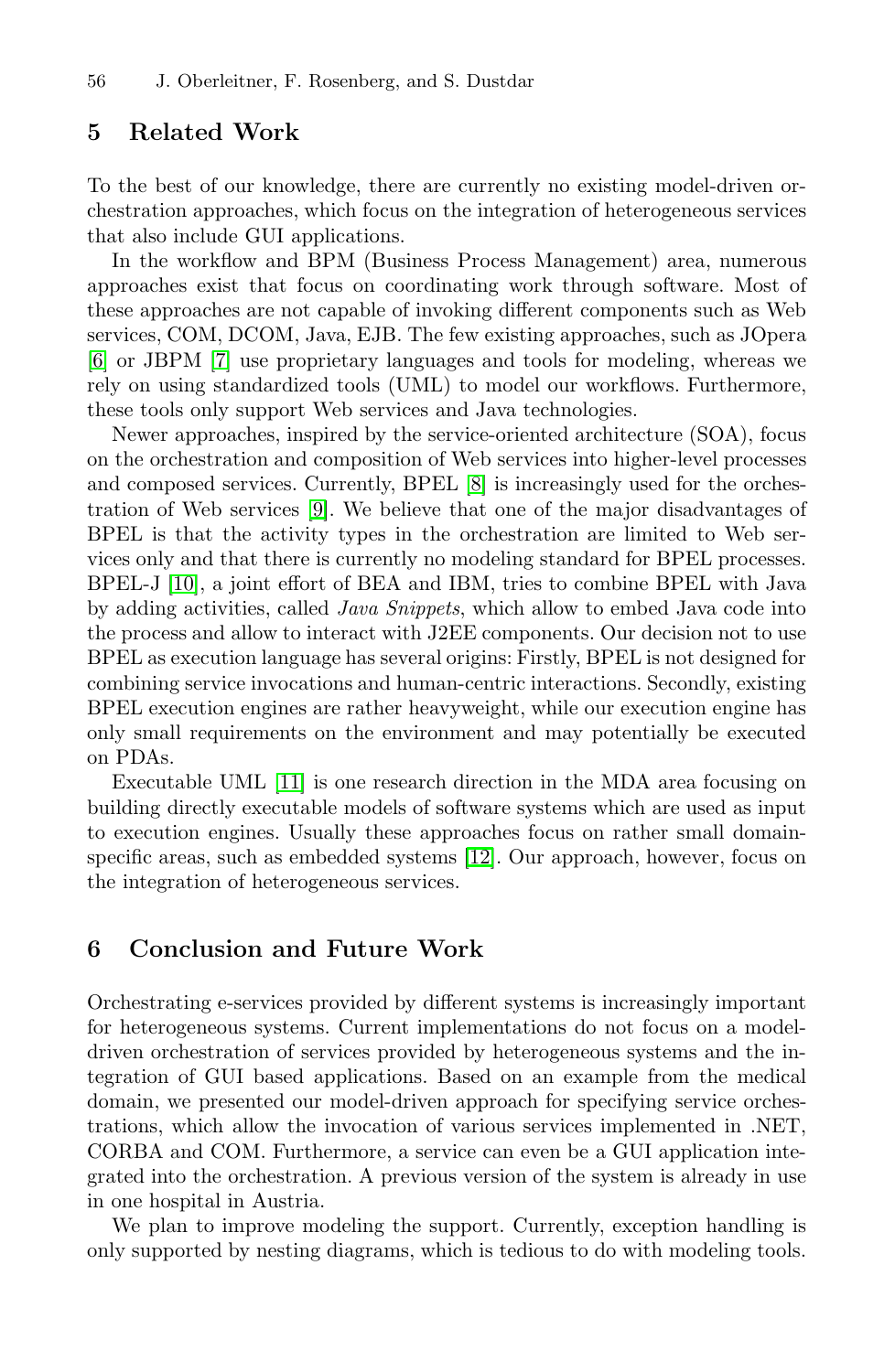## 5 Related Work

To the best of our knowledge, there are currently no existing model-driven orchestration approaches, which focus on the integration of heterogeneous services that also include GUI applications.

In the workflow and BPM (Business Process Management) area, numerous approaches exist that focus on coordinating work through software. Most of these approaches are not capable of invoking different components such as Web services, COM, DCOM, Java, EJB. The few existing approaches, such as JOpera [6] or JBPM [7] use proprietary languages and tools for modeling, whereas we rely on using standardized tools (UML) to model our workflows. Furthermore, these tools only support Web services and Java technologies.

Newer approaches, inspired by the service-oriented architecture (SOA), focus on the orchestration and composition of Web services into higher-level processes and composed services. Currently, BPEL [8] is increasingly used for the orchestration of Web services [9]. We believe that one of the major disadvantages of BPEL is that the activity types in the orchestration are limited to Web services only and that there is currently no modeling standard for BPEL processes. BPEL-J [10], a joint effort of BEA and IBM, tries to combine BPEL with Java by adding activities, called *Java Snippets*, which allow to embed Java code into the process and allow to interact with J2EE components. Our decision not to use BPEL as execution language has several origins: Firstly, BPEL is not designed for combining service invocations and human-centric interactions. Secondly, existing BPEL execution engines are rather heavyweight, while our execution engine has only small requirements on the environment and may potentially be executed on PDAs.

Executable UML [11] is one research direction in the MDA area focusing on building directly executable models of software systems which are used as input to execution engines. Usually these approaches focus on rather small domain-specific areas, such as embedded systems [12]. Our approach, however, focus on the integration of heterogeneous services.

## 6 Conclusion and Future Work

Orchestrating e-services provided by different systems is increasingly important for heterogeneous systems. Current implementations do not focus on a model-driven orchestration of services provided by heterogeneous systems and the integration of GUI based applications. Based on an example from the medical domain, we presented our model-driven approach for specifying service orchestrations, which allow the invocation of various services implemented in .NET, CORBA and COM. Furthermore, a service can even be a GUI application integrated into the orchestration. A previous version of the system is already in use in one hospital in Austria.

We plan to improve modeling the support. Currently, exception handling is only supported by nesting diagrams, which is tedious to do with modeling tools.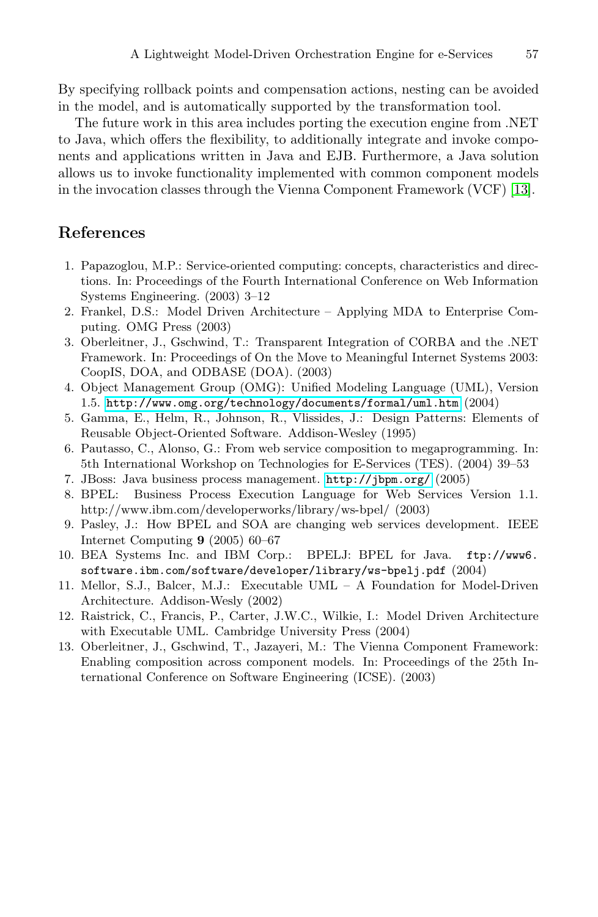By specifying rollback points and compensation actions, nesting can be avoided in the model, and is automatically supported by the transformation tool.

The future work in this area includes porting the execution engine from .NET to Java, which offers the flexibility, to additionally integrate and invoke components and applications written in Java and EJB. Furthermore, a Java solution allows us to invoke functionality implemented with common component models in the invocation classes through the Vienna Component Framework (VCF) [13].

## References

1. Papazoglou, M.P.: Service-oriented computing: concepts, characteristics and directions. In: Proceedings of the Fourth International Conference on Web Information Systems Engineering. (2003) 3–12
2. Frankel, D.S.: Model Driven Architecture – Applying MDA to Enterprise Computing. OMG Press (2003)
3. Oberleitner, J., Gschwind, T.: Transparent Integration of CORBA and the .NET Framework. In: Proceedings of On the Move to Meaningful Internet Systems 2003: CoopIS, DOA, and ODBASE (DOA). (2003)
4. Object Management Group (OMG): Unified Modeling Language (UML), Version 1.5. http://www.omg.org/technology/documents/formal/uml.htm (2004)
5. Gamma, E., Helm, R., Johnson, R., Vlissides, J.: Design Patterns: Elements of Reusable Object-Oriented Software. Addison-Wesley (1995)
6. Pautasso, C., Alonso, G.: From web service composition to megaprogramming. In: 5th International Workshop on Technologies for E-Services (TES). (2004) 39–53
7. JBoss: Java business process management. http://jbpm.org/ (2005)
8. BPEL: Business Process Execution Language for Web Services Version 1.1. http://www.ibm.com/developerworks/library/ws-bpel/ (2003)
9. Pasley, J.: How BPEL and SOA are changing web services development. IEEE Internet Computing **9** (2005) 60–67
10. BEA Systems Inc. and IBM Corp.: BPELJ: BPEL for Java. ftp://www6.software.ibm.com/software/developer/library/ws-bpelj.pdf (2004)
11. Mellor, S.J., Balcer, M.J.: Executable UML – A Foundation for Model-Driven Architecture. Addison-Wesly (2002)
12. Raistrick, C., Francis, P., Carter, J.W.C., Wilkie, I.: Model Driven Architecture with Executable UML. Cambridge University Press (2004)
13. Oberleitner, J., Gschwind, T., Jazayeri, M.: The Vienna Component Framework: Enabling composition across component models. In: Proceedings of the 25th International Conference on Software Engineering (ICSE). (2003)